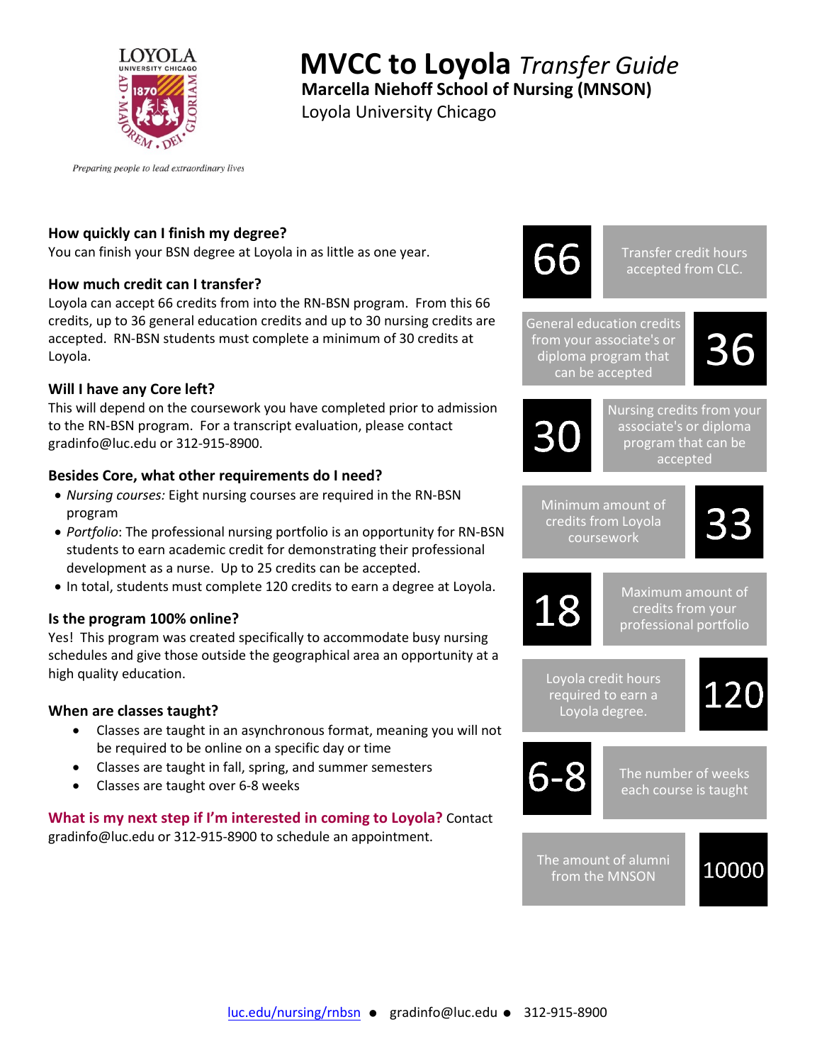# MVCC to Loyola *Transfer Guide*

**Marcella Niehoff School of Nursing (MNSON)**

Loyola University Chicago

*Preparing people to lead extraordinary lives*

### How quickly can I finish my degree?

You can finish your BSN degree at Loyola in as little as one year.

### How much credit can I transfer?

Loyola can accept 66 credits from into the RN-BSN program. From this 66 credits, up to 36 general education credits and up to 30 nursing credits are accepted. RN-BSN students must complete a minimum of 30 credits at Loyola.

### Will I have any Core left?

This will depend on the coursework you have completed prior to admission to the RN-BSN program. For a transcript evaluation, please contact gradinfo@luc.edu or 312-915-8900.

### Besides Core, what other requirements do I need?

- *Nursing courses:* Eight nursing courses are required in the RN-BSN program
- *Portfolio*: The professional nursing portfolio is an opportunity for RN-BSN students to earn academic credit for demonstrating their professional development as a nurse. Up to 25 credits can be accepted.
- In total, students must complete 120 credits to earn a degree at Loyola.

### Is the program 100% online?

Yes! This program was created specifically to accommodate busy nursing schedules and give those outside the geographical area an opportunity at a high quality education.

### When are classes taught?

- Classes are taught in an asynchronous format, meaning you will not be required to be online on a specific day or time
- Classes are taught in fall, spring, and summer semesters
- Classes are taught over 6-8 weeks

**What is my next step if I'm interested in coming to Loyola?** Contact gradinfo@luc.edu or 312-915-8900 to schedule an appointment.

| | |
|---|---|
| **66** | Transfer credit hours accepted from CLC. |
| **36** | General education credits from your associate's or diploma program that can be accepted |
| **30** | Nursing credits from your associate's or diploma program that can be accepted |
| **33** | Minimum amount of credits from Loyola coursework |
| **18** | Maximum amount of credits from your professional portfolio |
| **120** | Loyola credit hours required to earn a Loyola degree. |
| **6-8** | The number of weeks each course is taught |
| **10000** | The amount of alumni from the MNSON |

luc.edu/nursing/rnbsn ● gradinfo@luc.edu ● 312-915-8900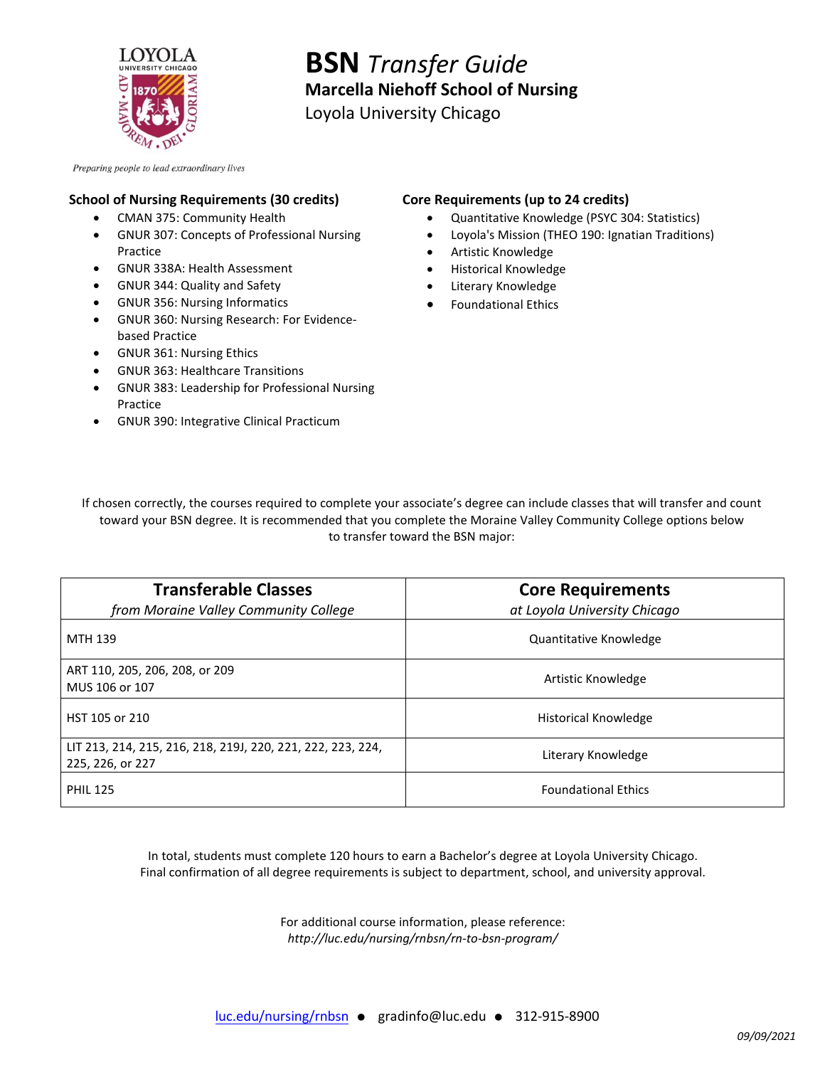# **BSN** *Transfer Guide*

**Marcella Niehoff School of Nursing**

Loyola University Chicago

*Preparing people to lead extraordinary lives*

### School of Nursing Requirements (30 credits)

- CMAN 375: Community Health
- GNUR 307: Concepts of Professional Nursing Practice
- GNUR 338A: Health Assessment
- GNUR 344: Quality and Safety
- GNUR 356: Nursing Informatics
- GNUR 360: Nursing Research: For Evidence-based Practice
- GNUR 361: Nursing Ethics
- GNUR 363: Healthcare Transitions
- GNUR 383: Leadership for Professional Nursing Practice
- GNUR 390: Integrative Clinical Practicum

### Core Requirements (up to 24 credits)

- Quantitative Knowledge (PSYC 304: Statistics)
- Loyola's Mission (THEO 190: Ignatian Traditions)
- Artistic Knowledge
- Historical Knowledge
- Literary Knowledge
- Foundational Ethics

If chosen correctly, the courses required to complete your associate's degree can include classes that will transfer and count toward your BSN degree. It is recommended that you complete the Moraine Valley Community College options below to transfer toward the BSN major:

| **Transferable Classes** *from Moraine Valley Community College* | **Core Requirements** *at Loyola University Chicago* |
|---|---|
| MTH 139 | Quantitative Knowledge |
| ART 110, 205, 206, 208, or 209<br>MUS 106 or 107 | Artistic Knowledge |
| HST 105 or 210 | Historical Knowledge |
| LIT 213, 214, 215, 216, 218, 219J, 220, 221, 222, 223, 224, 225, 226, or 227 | Literary Knowledge |
| PHIL 125 | Foundational Ethics |

In total, students must complete 120 hours to earn a Bachelor's degree at Loyola University Chicago. Final confirmation of all degree requirements is subject to department, school, and university approval.

For additional course information, please reference:
*http://luc.edu/nursing/rnbsn/rn-to-bsn-program/*

luc.edu/nursing/rnbsn ● gradinfo@luc.edu ● 312-915-8900

*09/09/2021*